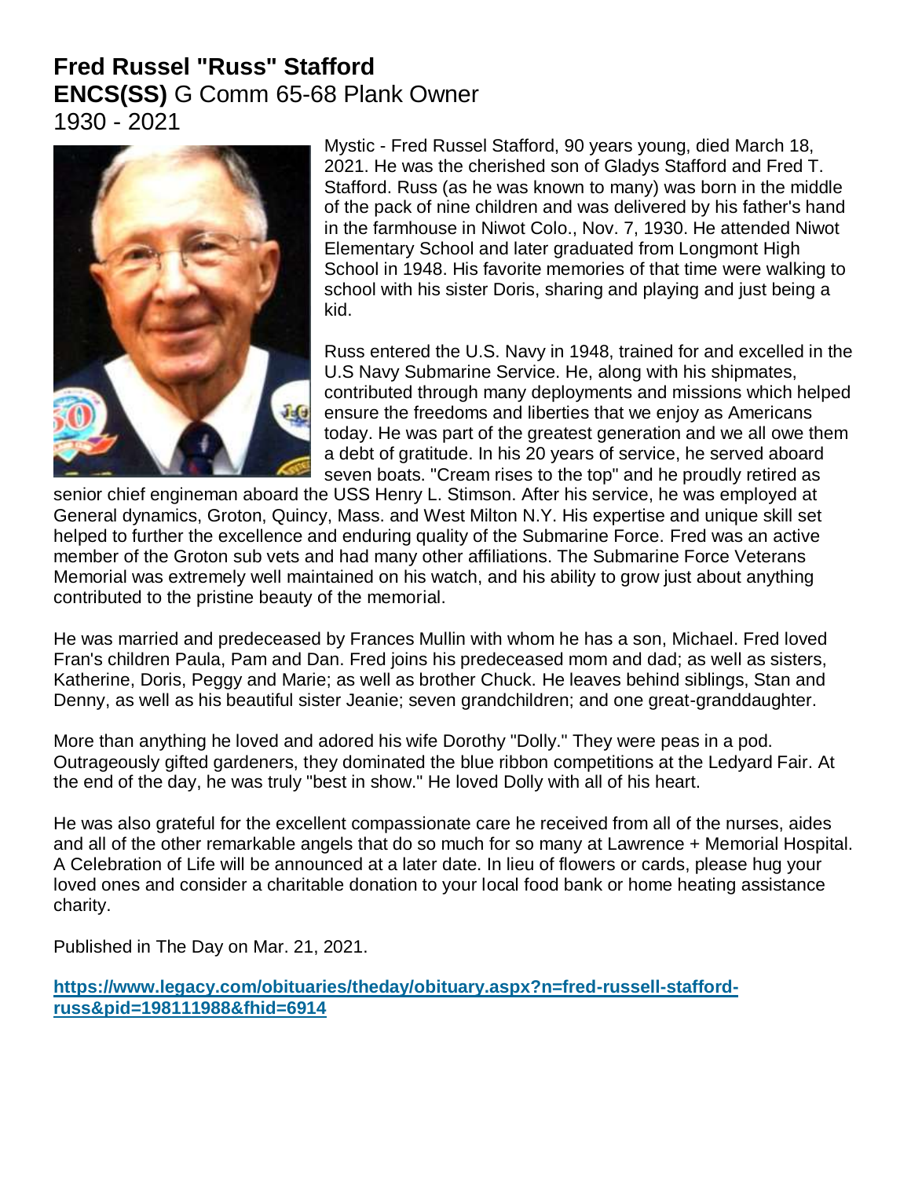# Fred Russel "Russ" Stafford

**ENCS(SS)** G Comm 65-68 Plank Owner

1930 - 2021

Mystic - Fred Russel Stafford, 90 years young, died March 18, 2021. He was the cherished son of Gladys Stafford and Fred T. Stafford. Russ (as he was known to many) was born in the middle of the pack of nine children and was delivered by his father's hand in the farmhouse in Niwot Colo., Nov. 7, 1930. He attended Niwot Elementary School and later graduated from Longmont High School in 1948. His favorite memories of that time were walking to school with his sister Doris, sharing and playing and just being a kid.

Russ entered the U.S. Navy in 1948, trained for and excelled in the U.S Navy Submarine Service. He, along with his shipmates, contributed through many deployments and missions which helped ensure the freedoms and liberties that we enjoy as Americans today. He was part of the greatest generation and we all owe them a debt of gratitude. In his 20 years of service, he served aboard seven boats. "Cream rises to the top" and he proudly retired as senior chief engineman aboard the USS Henry L. Stimson. After his service, he was employed at General dynamics, Groton, Quincy, Mass. and West Milton N.Y. His expertise and unique skill set helped to further the excellence and enduring quality of the Submarine Force. Fred was an active member of the Groton sub vets and had many other affiliations. The Submarine Force Veterans Memorial was extremely well maintained on his watch, and his ability to grow just about anything contributed to the pristine beauty of the memorial.

He was married and predeceased by Frances Mullin with whom he has a son, Michael. Fred loved Fran's children Paula, Pam and Dan. Fred joins his predeceased mom and dad; as well as sisters, Katherine, Doris, Peggy and Marie; as well as brother Chuck. He leaves behind siblings, Stan and Denny, as well as his beautiful sister Jeanie; seven grandchildren; and one great-granddaughter.

More than anything he loved and adored his wife Dorothy "Dolly." They were peas in a pod. Outrageously gifted gardeners, they dominated the blue ribbon competitions at the Ledyard Fair. At the end of the day, he was truly "best in show." He loved Dolly with all of his heart.

He was also grateful for the excellent compassionate care he received from all of the nurses, aides and all of the other remarkable angels that do so much for so many at Lawrence + Memorial Hospital. A Celebration of Life will be announced at a later date. In lieu of flowers or cards, please hug your loved ones and consider a charitable donation to your local food bank or home heating assistance charity.

Published in The Day on Mar. 21, 2021.

[https://www.legacy.com/obituaries/theday/obituary.aspx?n=fred-russell-stafford-russ&pid=198111988&fhid=6914](https://www.legacy.com/obituaries/theday/obituary.aspx?n=fred-russell-stafford-russ&pid=198111988&fhid=6914)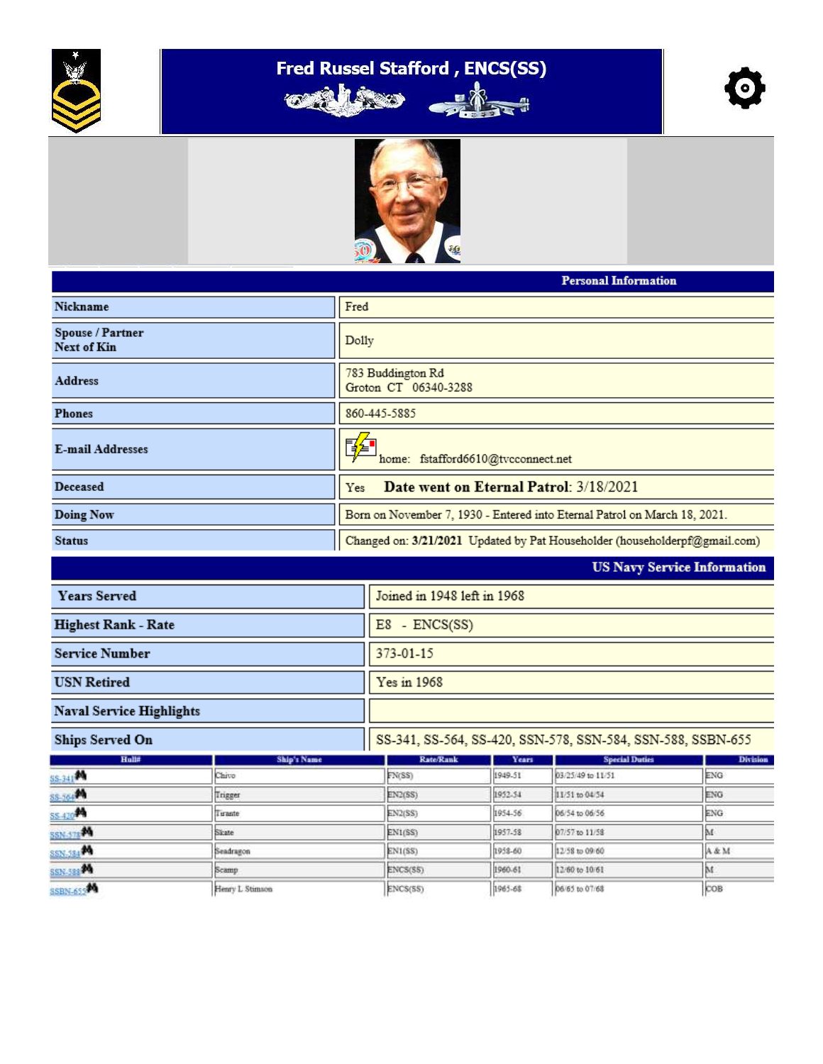# Fred Russel Stafford , ENCS(SS)

## Personal Information

| | |
|---|---|
| Nickname | Fred |
| Spouse / Partner Next of Kin | Dolly |
| Address | 783 Buddington Rd Groton CT 06340-3288 |
| Phones | 860-445-5885 |
| E-mail Addresses | home: fstafford6610@tvcconnect.net |
| Deceased | Yes **Date went on Eternal Patrol**: 3/18/2021 |
| Doing Now | Born on November 7, 1930 - Entered into Eternal Patrol on March 18, 2021. |
| Status | Changed on: **3/21/2021** Updated by Pat Householder (householderpf@gmail.com) |

## US Navy Service Information

| | |
|---|---|
| Years Served | Joined in 1948 left in 1968 |
| Highest Rank - Rate | E8 - ENCS(SS) |
| Service Number | 373-01-15 |
| USN Retired | Yes in 1968 |
| Naval Service Highlights | |
| Ships Served On | SS-341, SS-564, SS-420, SSN-578, SSN-584, SSN-588, SSBN-655 |

| Hull# | Ship's Name | Rate/Rank | Years | Special Duties | Division |
|---|---|---|---|---|---|
| SS-341 | Chivo | FN(SS) | 1949-51 | 03/25/49 to 11/51 | ENG |
| SS-564 | Trigger | EN2(SS) | 1952-54 | 11/51 to 04/54 | ENG |
| SS-420 | Tirante | EN2(SS) | 1954-56 | 06/54 to 06/56 | ENG |
| SSN-578 | Skate | EN1(SS) | 1957-58 | 07/57 to 11/58 | M |
| SSN-584 | Seadragon | EN1(SS) | 1958-60 | 12/58 to 09/60 | A & M |
| SSN-588 | Scamp | ENCS(SS) | 1960-61 | 12/60 to 10/61 | M |
| SSBN-655 | Henry L Stimson | ENCS(SS) | 1965-68 | 06/65 to 07/68 | COB |